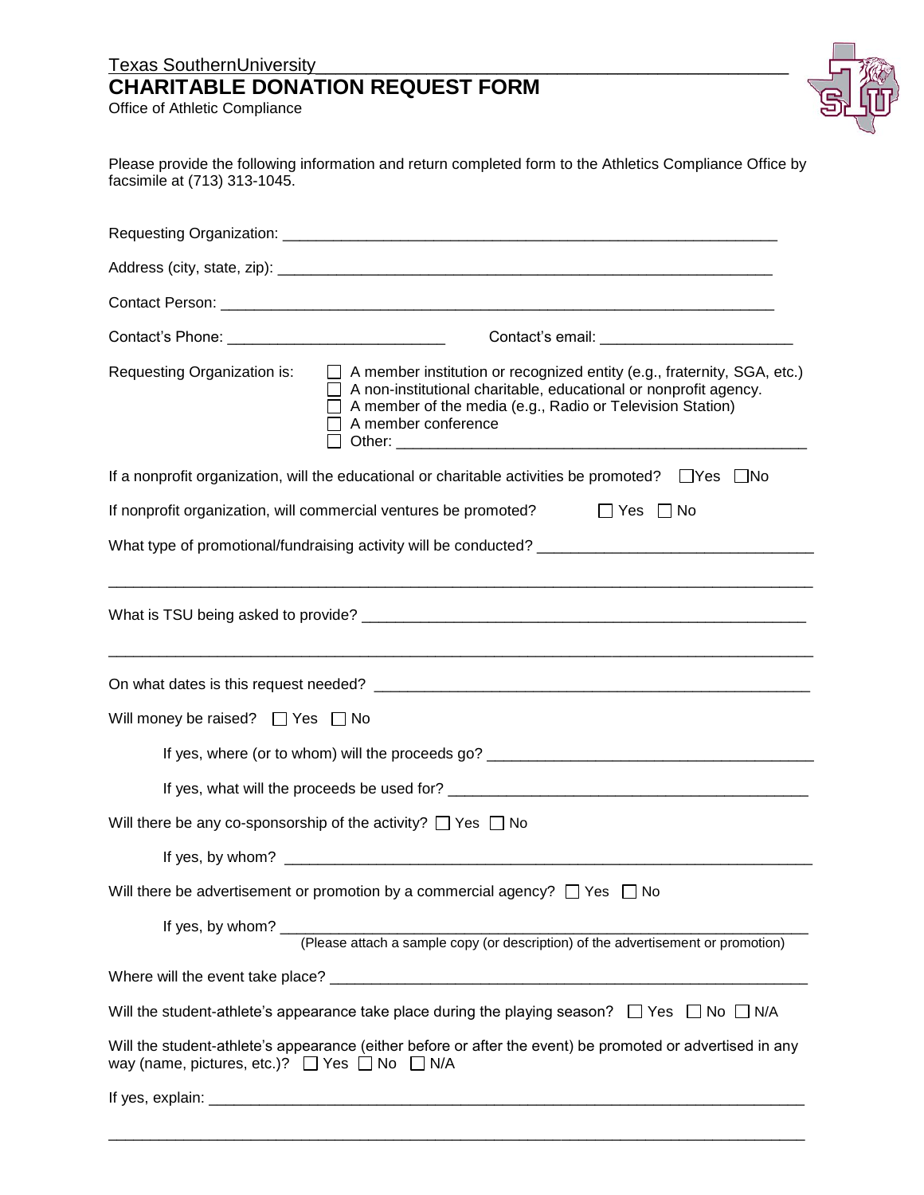Texas SouthernUniversity

# CHARITABLE DONATION REQUEST FORM

Office of Athletic Compliance

Please provide the following information and return completed form to the Athletics Compliance Office by facsimile at (713) 313-1045.

Requesting Organization: ____________________________________________________________

Address (city, state, zip): ___________________________________________________________

Contact Person: ____________________________________________________________________

Contact's Phone: __________________________ Contact's email: _______________________

Requesting Organization is:
- ☐ A member institution or recognized entity (e.g., fraternity, SGA, etc.)
- ☐ A non-institutional charitable, educational or nonprofit agency.
- ☐ A member of the media (e.g., Radio or Television Station)
- ☐ A member conference
- ☐ Other: ____________________________________________________

If a nonprofit organization, will the educational or charitable activities be promoted? ☐Yes ☐No

If nonprofit organization, will commercial ventures be promoted? ☐ Yes ☐ No

What type of promotional/fundraising activity will be conducted? ________________________________

_____________________________________________________________________________________

What is TSU being asked to provide? _____________________________________________________

_____________________________________________________________________________________

On what dates is this request needed? _____________________________________________________

Will money be raised? ☐ Yes ☐ No

If yes, where (or to whom) will the proceeds go? ______________________________________

If yes, what will the proceeds be used for? __________________________________________

Will there be any co-sponsorship of the activity? ☐ Yes ☐ No

If yes, by whom? _______________________________________________________________

Will there be advertisement or promotion by a commercial agency? ☐ Yes ☐ No

If yes, by whom? _______________________________________________________________
(Please attach a sample copy (or description) of the advertisement or promotion)

Where will the event take place? ________________________________________________________

Will the student-athlete's appearance take place during the playing season? ☐ Yes ☐ No ☐ N/A

Will the student-athlete's appearance (either before or after the event) be promoted or advertised in any way (name, pictures, etc.)? ☐ Yes ☐ No ☐ N/A

If yes, explain: _______________________________________________________________________

_____________________________________________________________________________________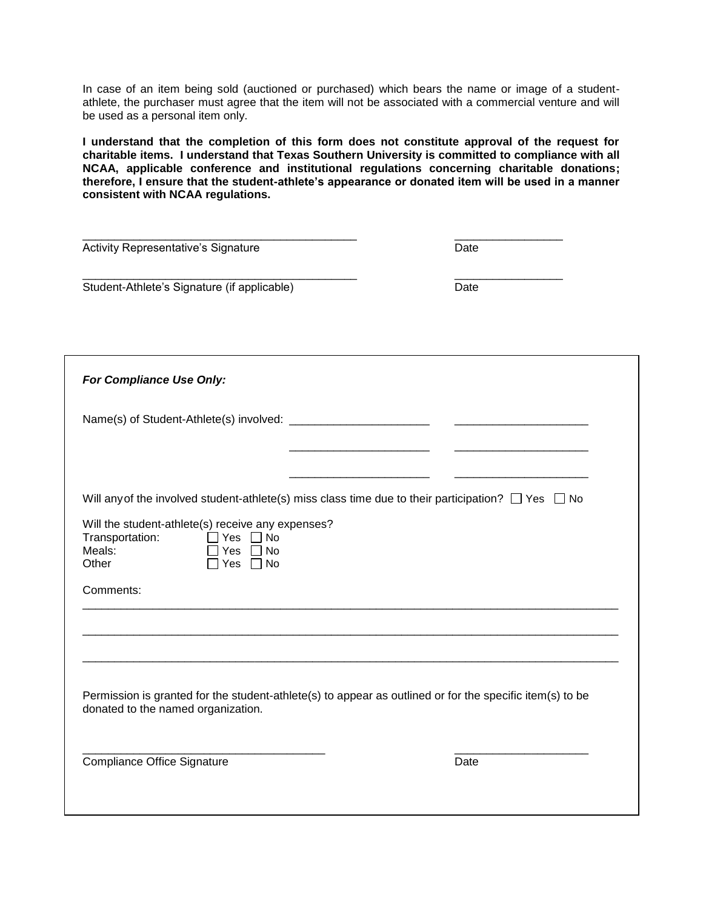In case of an item being sold (auctioned or purchased) which bears the name or image of a student-athlete, the purchaser must agree that the item will not be associated with a commercial venture and will be used as a personal item only.

**I understand that the completion of this form does not constitute approval of the request for charitable items. I understand that Texas Southern University is committed to compliance with all NCAA, applicable conference and institutional regulations concerning charitable donations; therefore, I ensure that the student-athlete's appearance or donated item will be used in a manner consistent with NCAA regulations.**

\_\_\_\_\_\_\_\_\_\_\_\_\_\_\_\_\_\_\_\_\_\_\_\_\_\_\_\_\_\_\_\_\_\_\_\_\_\_\_\_\_\_ \_\_\_\_\_\_\_\_\_\_\_\_\_\_\_\_\_

Activity Representative's Signature Date

\_\_\_\_\_\_\_\_\_\_\_\_\_\_\_\_\_\_\_\_\_\_\_\_\_\_\_\_\_\_\_\_\_\_\_\_\_\_\_\_\_\_ \_\_\_\_\_\_\_\_\_\_\_\_\_\_\_\_\_

Student-Athlete's Signature (if applicable) Date

***For Compliance Use Only:***

Name(s) of Student-Athlete(s) involved: \_\_\_\_\_\_\_\_\_\_\_\_\_\_\_\_\_\_\_\_\_\_ \_\_\_\_\_\_\_\_\_\_\_\_\_\_\_\_\_\_\_\_\_

\_\_\_\_\_\_\_\_\_\_\_\_\_\_\_\_\_\_\_\_\_\_ \_\_\_\_\_\_\_\_\_\_\_\_\_\_\_\_\_\_\_\_\_

\_\_\_\_\_\_\_\_\_\_\_\_\_\_\_\_\_\_\_\_\_\_ \_\_\_\_\_\_\_\_\_\_\_\_\_\_\_\_\_\_\_\_\_

Will anyof the involved student-athlete(s) miss class time due to their participation? ☐ Yes ☐ No

Will the student-athlete(s) receive any expenses?

Transportation: ☐ Yes ☐ No

Meals: ☐ Yes ☐ No

Other ☐ Yes ☐ No

Comments:

\_\_\_\_\_\_\_\_\_\_\_\_\_\_\_\_\_\_\_\_\_\_\_\_\_\_\_\_\_\_\_\_\_\_\_\_\_\_\_\_\_\_\_\_\_\_\_\_\_\_\_\_\_\_\_\_\_\_\_\_\_\_\_\_\_\_\_\_\_\_\_\_\_\_\_\_\_\_\_\_\_\_

\_\_\_\_\_\_\_\_\_\_\_\_\_\_\_\_\_\_\_\_\_\_\_\_\_\_\_\_\_\_\_\_\_\_\_\_\_\_\_\_\_\_\_\_\_\_\_\_\_\_\_\_\_\_\_\_\_\_\_\_\_\_\_\_\_\_\_\_\_\_\_\_\_\_\_\_\_\_\_\_\_\_

\_\_\_\_\_\_\_\_\_\_\_\_\_\_\_\_\_\_\_\_\_\_\_\_\_\_\_\_\_\_\_\_\_\_\_\_\_\_\_\_\_\_\_\_\_\_\_\_\_\_\_\_\_\_\_\_\_\_\_\_\_\_\_\_\_\_\_\_\_\_\_\_\_\_\_\_\_\_\_\_\_\_

Permission is granted for the student-athlete(s) to appear as outlined or for the specific item(s) to be donated to the named organization.

\_\_\_\_\_\_\_\_\_\_\_\_\_\_\_\_\_\_\_\_\_\_\_\_\_\_\_\_\_\_\_\_\_\_\_\_\_ \_\_\_\_\_\_\_\_\_\_\_\_\_\_\_\_\_\_\_\_\_

Compliance Office Signature Date